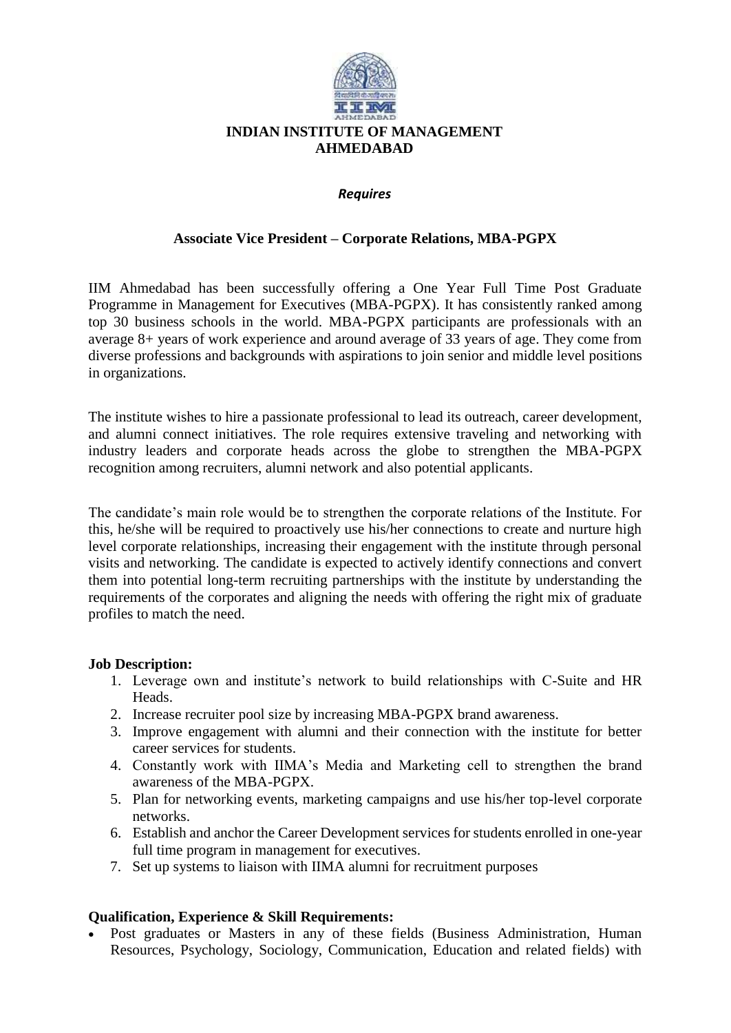# INDIAN INSTITUTE OF MANAGEMENT AHMEDABAD

*Requires*

## Associate Vice President – Corporate Relations, MBA-PGPX

IIM Ahmedabad has been successfully offering a One Year Full Time Post Graduate Programme in Management for Executives (MBA-PGPX). It has consistently ranked among top 30 business schools in the world. MBA-PGPX participants are professionals with an average 8+ years of work experience and around average of 33 years of age. They come from diverse professions and backgrounds with aspirations to join senior and middle level positions in organizations.

The institute wishes to hire a passionate professional to lead its outreach, career development, and alumni connect initiatives. The role requires extensive traveling and networking with industry leaders and corporate heads across the globe to strengthen the MBA-PGPX recognition among recruiters, alumni network and also potential applicants.

The candidate's main role would be to strengthen the corporate relations of the Institute. For this, he/she will be required to proactively use his/her connections to create and nurture high level corporate relationships, increasing their engagement with the institute through personal visits and networking. The candidate is expected to actively identify connections and convert them into potential long-term recruiting partnerships with the institute by understanding the requirements of the corporates and aligning the needs with offering the right mix of graduate profiles to match the need.

**Job Description:**

1. Leverage own and institute's network to build relationships with C-Suite and HR Heads.
2. Increase recruiter pool size by increasing MBA-PGPX brand awareness.
3. Improve engagement with alumni and their connection with the institute for better career services for students.
4. Constantly work with IIMA's Media and Marketing cell to strengthen the brand awareness of the MBA-PGPX.
5. Plan for networking events, marketing campaigns and use his/her top-level corporate networks.
6. Establish and anchor the Career Development services for students enrolled in one-year full time program in management for executives.
7. Set up systems to liaison with IIMA alumni for recruitment purposes

**Qualification, Experience & Skill Requirements:**

- Post graduates or Masters in any of these fields (Business Administration, Human Resources, Psychology, Sociology, Communication, Education and related fields) with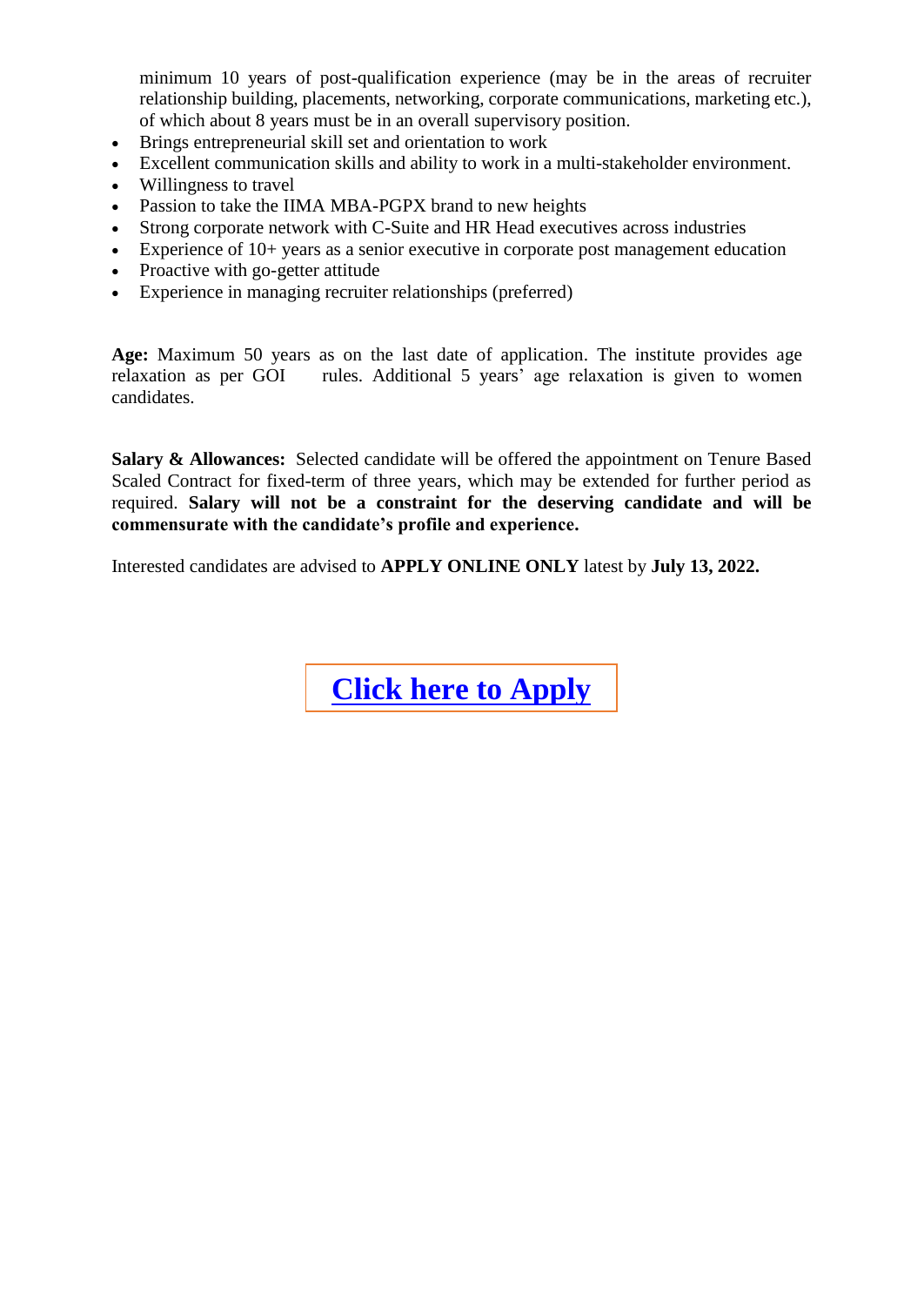minimum 10 years of post-qualification experience (may be in the areas of recruiter relationship building, placements, networking, corporate communications, marketing etc.), of which about 8 years must be in an overall supervisory position.

- Brings entrepreneurial skill set and orientation to work
- Excellent communication skills and ability to work in a multi-stakeholder environment.
- Willingness to travel
- Passion to take the IIMA MBA-PGPX brand to new heights
- Strong corporate network with C-Suite and HR Head executives across industries
- Experience of 10+ years as a senior executive in corporate post management education
- Proactive with go-getter attitude
- Experience in managing recruiter relationships (preferred)

**Age:** Maximum 50 years as on the last date of application. The institute provides age relaxation as per GOI rules. Additional 5 years' age relaxation is given to women candidates.

**Salary & Allowances:** Selected candidate will be offered the appointment on Tenure Based Scaled Contract for fixed-term of three years, which may be extended for further period as required. **Salary will not be a constraint for the deserving candidate and will be commensurate with the candidate's profile and experience.**

Interested candidates are advised to **APPLY ONLINE ONLY** latest by **July 13, 2022.**

**Click here to Apply**